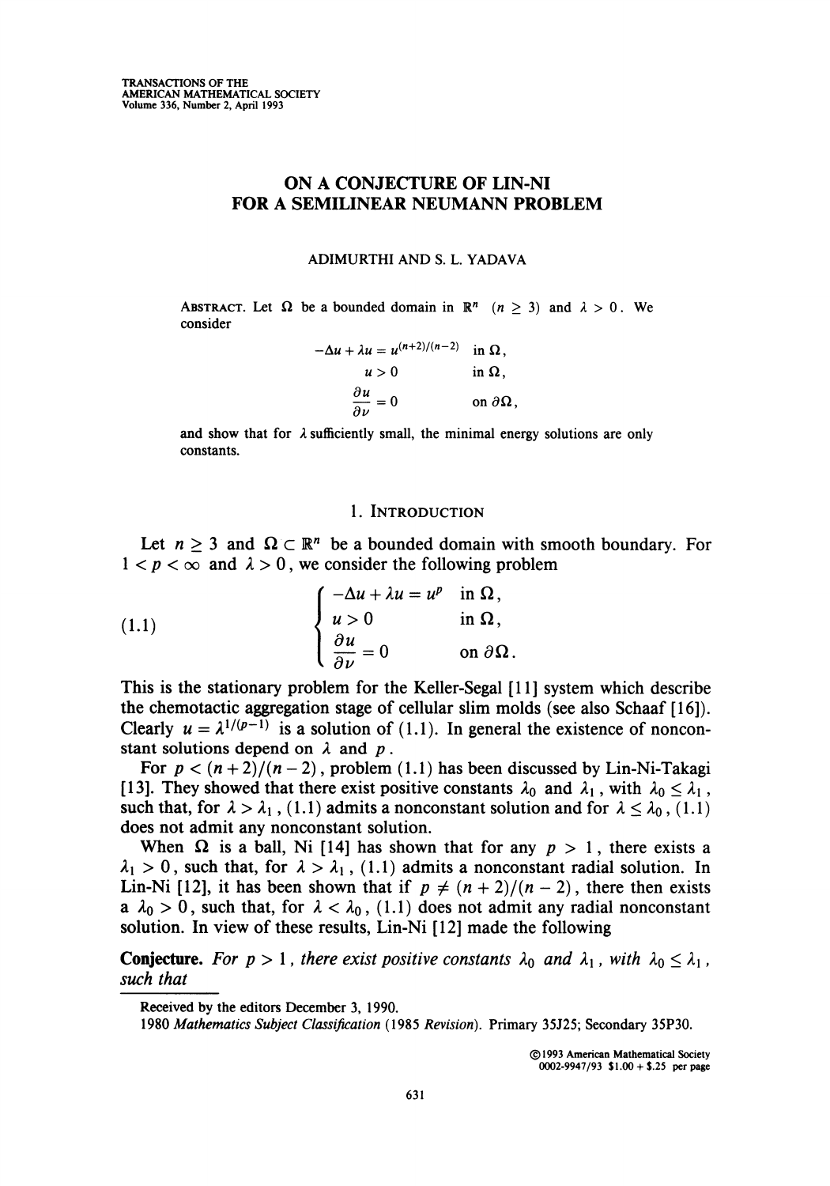# ON A CONJECTURE OF LIN-NI FOR A SEMILINEAR NEUMANN PROBLEM

ADIMURTHI AND S. L. YADAVA

ABSTRACT. Let $\Omega$ be a bounded domain in $\mathbb{R}^n$ $(n \geq 3)$ and $\lambda > 0$. We consider

$$\begin{aligned} -\Delta u + \lambda u &= u^{(n+2)/(n-2)} && \text{in } \Omega, \\ u &> 0 && \text{in } \Omega, \\ \frac{\partial u}{\partial \nu} &= 0 && \text{on } \partial\Omega, \end{aligned}$$

and show that for $\lambda$ sufficiently small, the minimal energy solutions are only constants.

## 1. INTRODUCTION

Let $n \geq 3$ and $\Omega \subset \mathbb{R}^n$ be a bounded domain with smooth boundary. For $1 < p < \infty$ and $\lambda > 0$, we consider the following problem

$$(1.1) \qquad \begin{cases} -\Delta u + \lambda u = u^p & \text{in } \Omega, \\ u > 0 & \text{in } \Omega, \\ \dfrac{\partial u}{\partial \nu} = 0 & \text{on } \partial\Omega. \end{cases}$$

This is the stationary problem for the Keller-Segal [11] system which describe the chemotactic aggregation stage of cellular slim molds (see also Schaaf [16]). Clearly $u = \lambda^{1/(p-1)}$ is a solution of (1.1). In general the existence of nonconstant solutions depend on $\lambda$ and $p$.

For $p < (n+2)/(n-2)$, problem (1.1) has been discussed by Lin-Ni-Takagi [13]. They showed that there exist positive constants $\lambda_0$ and $\lambda_1$, with $\lambda_0 \leq \lambda_1$, such that, for $\lambda > \lambda_1$, (1.1) admits a nonconstant solution and for $\lambda \leq \lambda_0$, (1.1) does not admit any nonconstant solution.

When $\Omega$ is a ball, Ni [14] has shown that for any $p > 1$, there exists a $\lambda_1 > 0$, such that, for $\lambda > \lambda_1$, (1.1) admits a nonconstant radial solution. In Lin-Ni [12], it has been shown that if $p \neq (n+2)/(n-2)$, there then exists a $\lambda_0 > 0$, such that, for $\lambda < \lambda_0$, (1.1) does not admit any radial nonconstant solution. In view of these results, Lin-Ni [12] made the following

**Conjecture.** *For $p > 1$, there exist positive constants $\lambda_0$ and $\lambda_1$, with $\lambda_0 \leq \lambda_1$, such that*

---

Received by the editors December 3, 1990.

1980 *Mathematics Subject Classification* (1985 *Revision*). Primary 35J25; Secondary 35P30.

©1993 American Mathematical Society
0002-9947/93 $1.00 + $.25 per page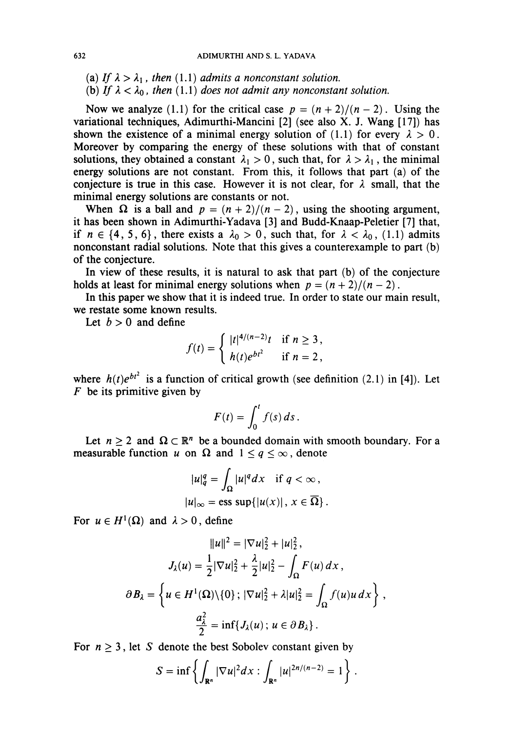(a) *If* $\lambda > \lambda_1$, *then* (1.1) *admits a nonconstant solution.*

(b) *If* $\lambda < \lambda_0$, *then* (1.1) *does not admit any nonconstant solution.*

Now we analyze (1.1) for the critical case $p = (n+2)/(n-2)$. Using the variational techniques, Adimurthi-Mancini [2] (see also X. J. Wang [17]) has shown the existence of a minimal energy solution of (1.1) for every $\lambda > 0$. Moreover by comparing the energy of these solutions with that of constant solutions, they obtained a constant $\lambda_1 > 0$, such that, for $\lambda > \lambda_1$, the minimal energy solutions are not constant. From this, it follows that part (a) of the conjecture is true in this case. However it is not clear, for $\lambda$ small, that the minimal energy solutions are constants or not.

When $\Omega$ is a ball and $p = (n+2)/(n-2)$, using the shooting argument, it has been shown in Adimurthi-Yadava [3] and Budd-Knaap-Peletier [7] that, if $n \in \{4, 5, 6\}$, there exists a $\lambda_0 > 0$, such that, for $\lambda < \lambda_0$, (1.1) admits nonconstant radial solutions. Note that this gives a counterexample to part (b) of the conjecture.

In view of these results, it is natural to ask that part (b) of the conjecture holds at least for minimal energy solutions when $p = (n+2)/(n-2)$.

In this paper we show that it is indeed true. In order to state our main result, we restate some known results.

Let $b > 0$ and define

$$f(t) = \begin{cases} |t|^{4/(n-2)}t & \text{if } n \geq 3, \\ h(t)e^{bt^2} & \text{if } n = 2, \end{cases}$$

where $h(t)e^{bt^2}$ is a function of critical growth (see definition (2.1) in [4]). Let $F$ be its primitive given by

$$F(t) = \int_0^t f(s)\,ds.$$

Let $n \geq 2$ and $\Omega \subset \mathbb{R}^n$ be a bounded domain with smooth boundary. For a measurable function $u$ on $\Omega$ and $1 \leq q \leq \infty$, denote

$$|u|_q^q = \int_\Omega |u|^q dx \quad \text{if } q < \infty,$$

$$|u|_\infty = \text{ess sup}\{|u(x)|,\, x \in \overline{\Omega}\}.$$

For $u \in H^1(\Omega)$ and $\lambda > 0$, define

$$\|u\|^2 = |\nabla u|_2^2 + |u|_2^2,$$

$$J_\lambda(u) = \frac{1}{2}|\nabla u|_2^2 + \frac{\lambda}{2}|u|_2^2 - \int_\Omega F(u)\,dx,$$

$$\partial B_\lambda = \left\{ u \in H^1(\Omega)\backslash\{0\}\,;\, |\nabla u|_2^2 + \lambda|u|_2^2 = \int_\Omega f(u)u\,dx \right\},$$

$$\frac{a_\lambda^2}{2} = \inf\{J_\lambda(u)\,;\, u \in \partial B_\lambda\}.$$

For $n \geq 3$, let $S$ denote the best Sobolev constant given by

$$S = \inf\left\{ \int_{\mathbb{R}^n} |\nabla u|^2 dx : \int_{\mathbb{R}^n} |u|^{2n/(n-2)} = 1 \right\}.$$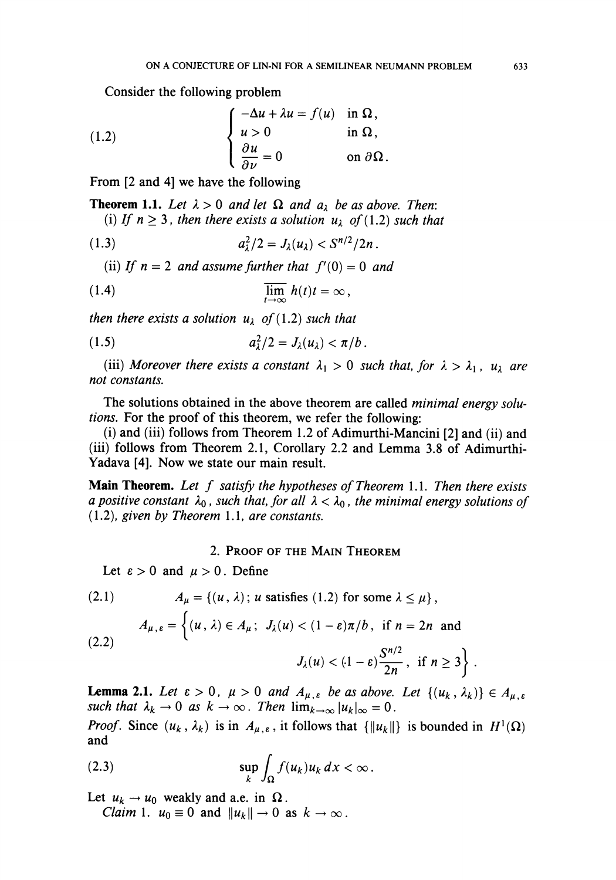Consider the following problem

$$
(1.2) \qquad \begin{cases} -\Delta u + \lambda u = f(u) & \text{in } \Omega, \\ u > 0 & \text{in } \Omega, \\ \dfrac{\partial u}{\partial \nu} = 0 & \text{on } \partial\Omega. \end{cases}
$$

From [2 and 4] we have the following

**Theorem 1.1.** *Let $\lambda > 0$ and let $\Omega$ and $a_\lambda$ be as above. Then:*

*(i) If $n \geq 3$, then there exists a solution $u_\lambda$ of (1.2) such that*

$$
(1.3) \qquad a_\lambda^2/2 = J_\lambda(u_\lambda) < S^{n/2}/2n.
$$

*(ii) If $n = 2$ and assume further that $f'(0) = 0$ and*

$$
(1.4) \qquad \overline{\lim_{t\to\infty}}\, h(t)t = \infty,
$$

*then there exists a solution $u_\lambda$ of (1.2) such that*

$$
(1.5) \qquad a_\lambda^2/2 = J_\lambda(u_\lambda) < \pi/b.
$$

*(iii) Moreover there exists a constant $\lambda_1 > 0$ such that, for $\lambda > \lambda_1$, $u_\lambda$ are not constants.*

The solutions obtained in the above theorem are called *minimal energy solutions*. For the proof of this theorem, we refer the following:

(i) and (iii) follows from Theorem 1.2 of Adimurthi-Mancini [2] and (ii) and (iii) follows from Theorem 2.1, Corollary 2.2 and Lemma 3.8 of Adimurthi-Yadava [4]. Now we state our main result.

**Main Theorem.** *Let $f$ satisfy the hypotheses of Theorem 1.1. Then there exists a positive constant $\lambda_0$, such that, for all $\lambda < \lambda_0$, the minimal energy solutions of (1.2), given by Theorem 1.1, are constants.*

## 2. Proof of the Main Theorem

Let $\varepsilon > 0$ and $\mu > 0$. Define

$$
(2.1) \qquad A_\mu = \{(u, \lambda);\ u \text{ satisfies (1.2) for some } \lambda \leq \mu\},
$$

$$
(2.2) \qquad A_{\mu,\varepsilon} = \left\{(u, \lambda) \in A_\mu;\ J_\lambda(u) < (1-\varepsilon)\pi/b, \text{ if } n = 2n \text{ and } J_\lambda(u) < (1-\varepsilon)\frac{S^{n/2}}{2n}, \text{ if } n \geq 3\right\}.
$$

**Lemma 2.1.** *Let $\varepsilon > 0$, $\mu > 0$ and $A_{\mu,\varepsilon}$ be as above. Let $\{(u_k, \lambda_k)\} \in A_{\mu,\varepsilon}$ such that $\lambda_k \to 0$ as $k \to \infty$. Then $\lim_{k\to\infty} |u_k|_\infty = 0$.*

*Proof.* Since $(u_k, \lambda_k)$ is in $A_{\mu,\varepsilon}$, it follows that $\{\|u_k\|\}$ is bounded in $H^1(\Omega)$ and

$$
(2.3) \qquad \sup_k \int_\Omega f(u_k)u_k\, dx < \infty.
$$

Let $u_k \to u_0$ weakly and a.e. in $\Omega$.

*Claim* 1. $u_0 \equiv 0$ and $\|u_k\| \to 0$ as $k \to \infty$.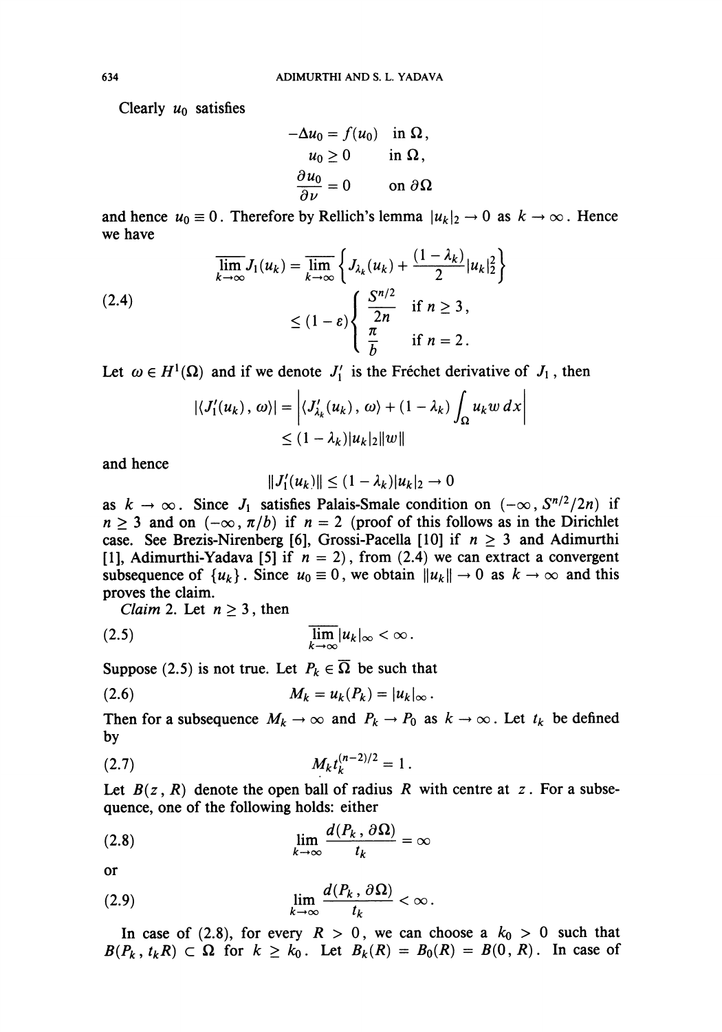Clearly $u_0$ satisfies

$$\begin{aligned}
-\Delta u_0 &= f(u_0) \quad \text{in } \Omega, \\
u_0 &\geq 0 \qquad \text{in } \Omega, \\
\frac{\partial u_0}{\partial \nu} &= 0 \qquad \text{on } \partial\Omega
\end{aligned}$$

and hence $u_0 \equiv 0$. Therefore by Rellich's lemma $|u_k|_2 \to 0$ as $k \to \infty$. Hence we have

$$\tag{2.4} \begin{aligned}
\overline{\lim_{k\to\infty}} J_1(u_k) &= \overline{\lim_{k\to\infty}} \left\{ J_{\lambda_k}(u_k) + \frac{(1-\lambda_k)}{2} |u_k|_2^2 \right\} \\
&\leq (1-\varepsilon) \begin{cases} \dfrac{S^{n/2}}{2n} & \text{if } n \geq 3, \\ \dfrac{\pi}{b} & \text{if } n = 2. \end{cases}
\end{aligned}$$

Let $\omega \in H^1(\Omega)$ and if we denote $J_1'$ is the Fréchet derivative of $J_1$, then

$$\begin{aligned}
|\langle J_1'(u_k), \omega\rangle| &= \left| \langle J_{\lambda_k}'(u_k), \omega\rangle + (1-\lambda_k) \int_\Omega u_k w \, dx \right| \\
&\leq (1-\lambda_k) |u_k|_2 \|w\|
\end{aligned}$$

and hence

$$\|J_1'(u_k)\| \leq (1-\lambda_k)|u_k|_2 \to 0$$

as $k \to \infty$. Since $J_1$ satisfies Palais-Smale condition on $(-\infty, S^{n/2}/2n)$ if $n \geq 3$ and on $(-\infty, \pi/b)$ if $n = 2$ (proof of this follows as in the Dirichlet case. See Brezis-Nirenberg [6], Grossi-Pacella [10] if $n \geq 3$ and Adimurthi [1], Adimurthi-Yadava [5] if $n = 2$), from (2.4) we can extract a convergent subsequence of $\{u_k\}$. Since $u_0 \equiv 0$, we obtain $\|u_k\| \to 0$ as $k \to \infty$ and this proves the claim.

*Claim* 2. Let $n \geq 3$, then

$$\tag{2.5} \overline{\lim_{k\to\infty}} |u_k|_\infty < \infty.$$

Suppose (2.5) is not true. Let $P_k \in \overline{\Omega}$ be such that

$$\tag{2.6} M_k = u_k(P_k) = |u_k|_\infty.$$

Then for a subsequence $M_k \to \infty$ and $P_k \to P_0$ as $k \to \infty$. Let $t_k$ be defined by

$$\tag{2.7} M_k t_k^{(n-2)/2} = 1.$$

Let $B(z, R)$ denote the open ball of radius $R$ with centre at $z$. For a subsequence, one of the following holds: either

$$\tag{2.8} \lim_{k\to\infty} \frac{d(P_k, \partial\Omega)}{t_k} = \infty$$

or

$$\tag{2.9} \lim_{k\to\infty} \frac{d(P_k, \partial\Omega)}{t_k} < \infty.$$

In case of (2.8), for every $R > 0$, we can choose a $k_0 > 0$ such that $B(P_k, t_k R) \subset \Omega$ for $k \geq k_0$. Let $B_k(R) = B_0(R) = B(0, R)$. In case of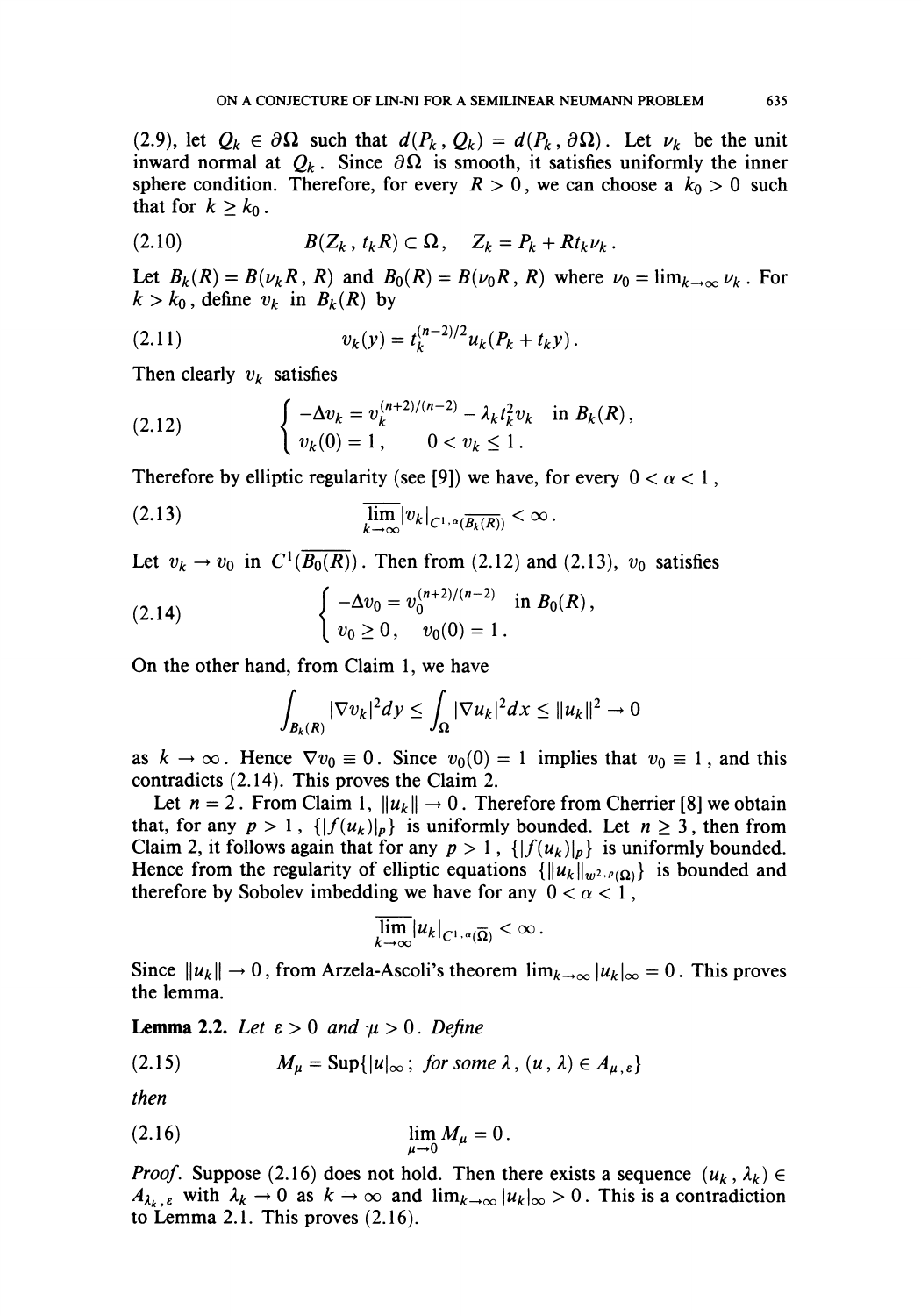(2.9), let $Q_k \in \partial\Omega$ such that $d(P_k, Q_k) = d(P_k, \partial\Omega)$. Let $\nu_k$ be the unit inward normal at $Q_k$. Since $\partial\Omega$ is smooth, it satisfies uniformly the inner sphere condition. Therefore, for every $R > 0$, we can choose a $k_0 > 0$ such that for $k \geq k_0$.

$$B(Z_k, t_k R) \subset \Omega, \quad Z_k = P_k + R t_k \nu_k. \tag{2.10}$$

Let $B_k(R) = B(\nu_k R, R)$ and $B_0(R) = B(\nu_0 R, R)$ where $\nu_0 = \lim_{k\to\infty} \nu_k$. For $k > k_0$, define $v_k$ in $B_k(R)$ by

$$v_k(y) = t_k^{(n-2)/2} u_k(P_k + t_k y). \tag{2.11}$$

Then clearly $v_k$ satisfies

$$\begin{cases} -\Delta v_k = v_k^{(n+2)/(n-2)} - \lambda_k t_k^2 v_k & \text{in } B_k(R), \\ v_k(0) = 1, \quad 0 < v_k \leq 1. \end{cases} \tag{2.12}$$

Therefore by elliptic regularity (see [9]) we have, for every $0 < \alpha < 1$,

$$\overline{\lim_{k\to\infty}} |v_k|_{C^{1,\alpha}(\overline{B_k(R)})} < \infty. \tag{2.13}$$

Let $v_k \to v_0$ in $C^1(\overline{B_0(R)})$. Then from (2.12) and (2.13), $v_0$ satisfies

$$\begin{cases} -\Delta v_0 = v_0^{(n+2)/(n-2)} & \text{in } B_0(R), \\ v_0 \geq 0, \quad v_0(0) = 1. \end{cases} \tag{2.14}$$

On the other hand, from Claim 1, we have

$$\int_{B_k(R)} |\nabla v_k|^2 dy \leq \int_\Omega |\nabla u_k|^2 dx \leq \|u_k\|^2 \to 0$$

as $k \to \infty$. Hence $\nabla v_0 \equiv 0$. Since $v_0(0) = 1$ implies that $v_0 \equiv 1$, and this contradicts (2.14). This proves the Claim 2.

Let $n = 2$. From Claim 1, $\|u_k\| \to 0$. Therefore from Cherrier [8] we obtain that, for any $p > 1$, $\{|f(u_k)|_p\}$ is uniformly bounded. Let $n \geq 3$, then from Claim 2, it follows again that for any $p > 1$, $\{|f(u_k)|_p\}$ is uniformly bounded. Hence from the regularity of elliptic equations $\{\|u_k\|_{W^{2,p}(\Omega)}\}$ is bounded and therefore by Sobolev imbedding we have for any $0 < \alpha < 1$,

$$\overline{\lim_{k\to\infty}} |u_k|_{C^{1,\alpha}(\overline{\Omega})} < \infty.$$

Since $\|u_k\| \to 0$, from Arzela-Ascoli's theorem $\lim_{k\to\infty} |u_k|_\infty = 0$. This proves the lemma.

**Lemma 2.2.** *Let $\varepsilon > 0$ and $\mu > 0$. Define*

$$M_\mu = \operatorname{Sup}\{|u|_\infty;\ \textit{for some } \lambda,\ (u, \lambda) \in A_{\mu,\varepsilon}\} \tag{2.15}$$

*then*

$$\lim_{\mu\to 0} M_\mu = 0. \tag{2.16}$$

*Proof.* Suppose (2.16) does not hold. Then there exists a sequence $(u_k, \lambda_k) \in A_{\lambda_k,\varepsilon}$ with $\lambda_k \to 0$ as $k \to \infty$ and $\lim_{k\to\infty} |u_k|_\infty > 0$. This is a contradiction to Lemma 2.1. This proves (2.16).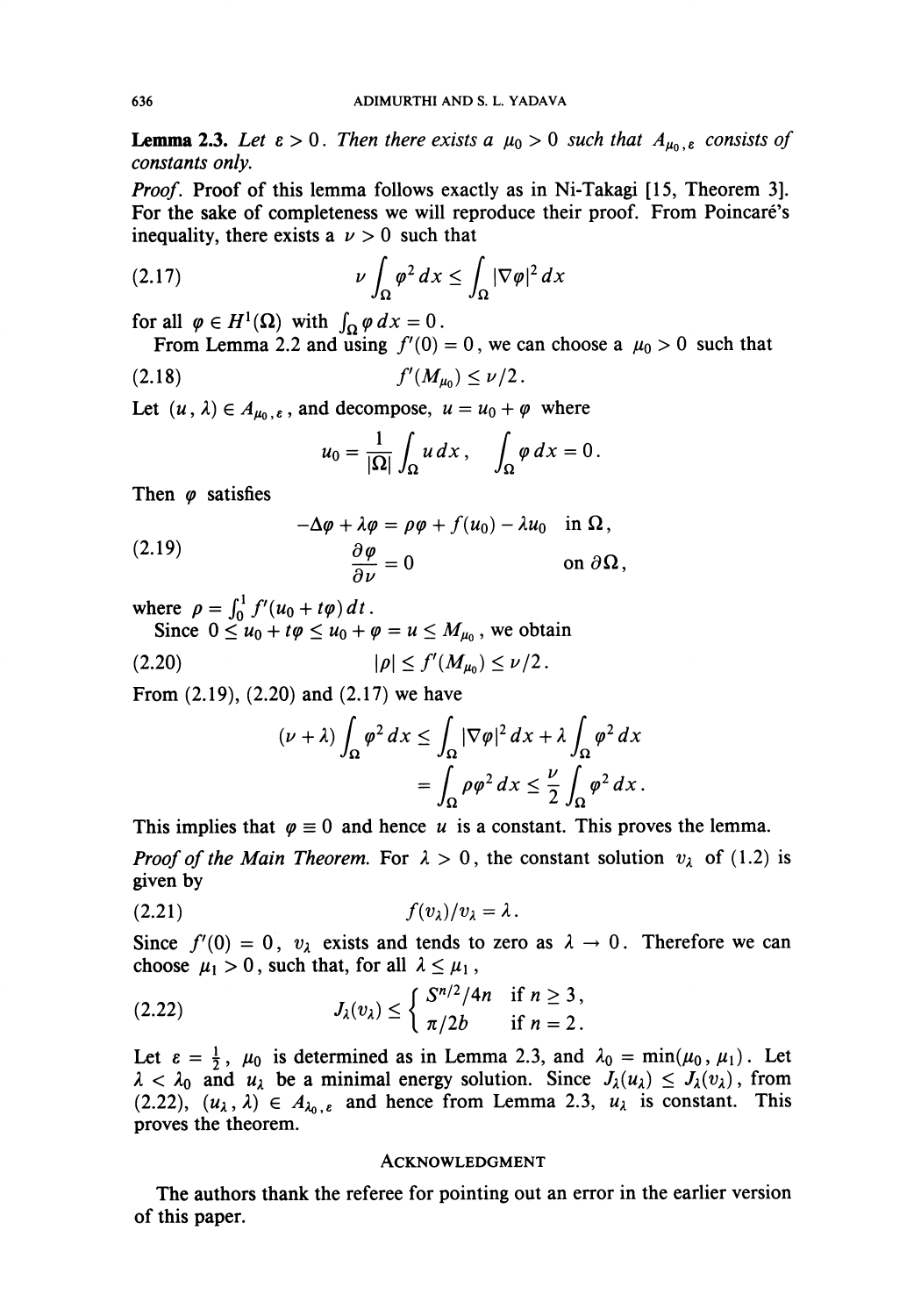**Lemma 2.3.** *Let $\varepsilon > 0$. Then there exists a $\mu_0 > 0$ such that $A_{\mu_0, \varepsilon}$ consists of constants only.*

*Proof.* Proof of this lemma follows exactly as in Ni-Takagi [15, Theorem 3]. For the sake of completeness we will reproduce their proof. From Poincaré's inequality, there exists a $\nu > 0$ such that

$$\nu \int_\Omega \varphi^2 \, dx \leq \int_\Omega |\nabla \varphi|^2 \, dx \tag{2.17}$$

for all $\varphi \in H^1(\Omega)$ with $\int_\Omega \varphi \, dx = 0$.

From Lemma 2.2 and using $f'(0) = 0$, we can choose a $\mu_0 > 0$ such that

$$f'(M_{\mu_0}) \leq \nu/2. \tag{2.18}$$

Let $(u, \lambda) \in A_{\mu_0, \varepsilon}$, and decompose, $u = u_0 + \varphi$ where

$$u_0 = \frac{1}{|\Omega|} \int_\Omega u \, dx, \quad \int_\Omega \varphi \, dx = 0.$$

Then $\varphi$ satisfies

$$\begin{aligned} -\Delta \varphi + \lambda \varphi &= \rho \varphi + f(u_0) - \lambda u_0 \quad \text{in } \Omega, \\ \frac{\partial \varphi}{\partial \nu} &= 0 \quad \text{on } \partial \Omega, \end{aligned} \tag{2.19}$$

where $\rho = \int_0^1 f'(u_0 + t\varphi) \, dt$.

Since $0 \leq u_0 + t\varphi \leq u_0 + \varphi = u \leq M_{\mu_0}$, we obtain

$$|\rho| \leq f'(M_{\mu_0}) \leq \nu/2. \tag{2.20}$$

From (2.19), (2.20) and (2.17) we have

$$\begin{aligned} (\nu + \lambda) \int_\Omega \varphi^2 \, dx &\leq \int_\Omega |\nabla \varphi|^2 \, dx + \lambda \int_\Omega \varphi^2 \, dx \\ &= \int_\Omega \rho \varphi^2 \, dx \leq \frac{\nu}{2} \int_\Omega \varphi^2 \, dx. \end{aligned}$$

This implies that $\varphi \equiv 0$ and hence $u$ is a constant. This proves the lemma.

*Proof of the Main Theorem.* For $\lambda > 0$, the constant solution $v_\lambda$ of (1.2) is given by

$$f(v_\lambda)/v_\lambda = \lambda. \tag{2.21}$$

Since $f'(0) = 0$, $v_\lambda$ exists and tends to zero as $\lambda \to 0$. Therefore we can choose $\mu_1 > 0$, such that, for all $\lambda \leq \mu_1$,

$$J_\lambda(v_\lambda) \leq \begin{cases} S^{n/2}/4n & \text{if } n \geq 3, \\ \pi/2b & \text{if } n = 2. \end{cases} \tag{2.22}$$

Let $\varepsilon = \frac{1}{2}$, $\mu_0$ is determined as in Lemma 2.3, and $\lambda_0 = \min(\mu_0, \mu_1)$. Let $\lambda < \lambda_0$ and $u_\lambda$ be a minimal energy solution. Since $J_\lambda(u_\lambda) \leq J_\lambda(v_\lambda)$, from (2.22), $(u_\lambda, \lambda) \in A_{\lambda_0, \varepsilon}$ and hence from Lemma 2.3, $u_\lambda$ is constant. This proves the theorem.

## Acknowledgment

The authors thank the referee for pointing out an error in the earlier version of this paper.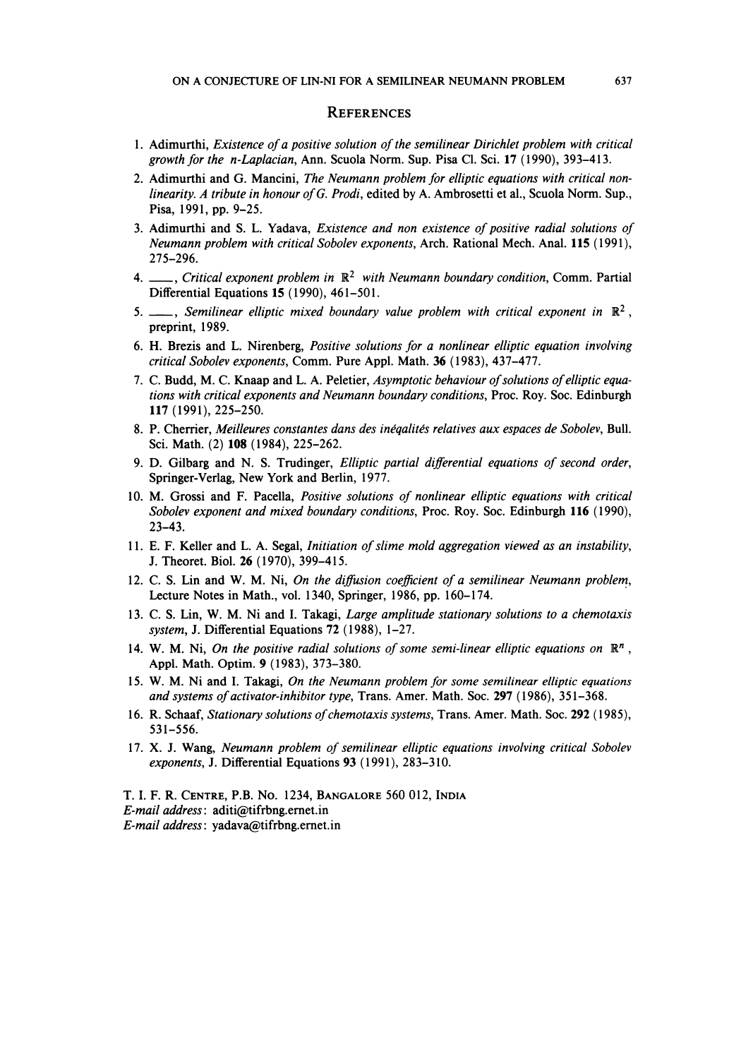## REFERENCES

1. Adimurthi, *Existence of a positive solution of the semilinear Dirichlet problem with critical growth for the n-Laplacian*, Ann. Scuola Norm. Sup. Pisa Cl. Sci. **17** (1990), 393–413.
2. Adimurthi and G. Mancini, *The Neumann problem for elliptic equations with critical nonlinearity. A tribute in honour of G. Prodi*, edited by A. Ambrosetti et al., Scuola Norm. Sup., Pisa, 1991, pp. 9–25.
3. Adimurthi and S. L. Yadava, *Existence and non existence of positive radial solutions of Neumann problem with critical Sobolev exponents*, Arch. Rational Mech. Anal. **115** (1991), 275–296.
4. ——, *Critical exponent problem in $\mathbb{R}^2$ with Neumann boundary condition*, Comm. Partial Differential Equations **15** (1990), 461–501.
5. ——, *Semilinear elliptic mixed boundary value problem with critical exponent in $\mathbb{R}^2$*, preprint, 1989.
6. H. Brezis and L. Nirenberg, *Positive solutions for a nonlinear elliptic equation involving critical Sobolev exponents*, Comm. Pure Appl. Math. **36** (1983), 437–477.
7. C. Budd, M. C. Knaap and L. A. Peletier, *Asymptotic behaviour of solutions of elliptic equations with critical exponents and Neumann boundary conditions*, Proc. Roy. Soc. Edinburgh **117** (1991), 225–250.
8. P. Cherrier, *Meilleures constantes dans des ineqalités relatives aux espaces de Sobolev*, Bull. Sci. Math. (2) **108** (1984), 225–262.
9. D. Gilbarg and N. S. Trudinger, *Elliptic partial differential equations of second order*, Springer-Verlag, New York and Berlin, 1977.
10. M. Grossi and F. Pacella, *Positive solutions of nonlinear elliptic equations with critical Sobolev exponent and mixed boundary conditions*, Proc. Roy. Soc. Edinburgh **116** (1990), 23–43.
11. E. F. Keller and L. A. Segal, *Initiation of slime mold aggregation viewed as an instability*, J. Theoret. Biol. **26** (1970), 399–415.
12. C. S. Lin and W. M. Ni, *On the diffusion coefficient of a semilinear Neumann problem*, Lecture Notes in Math., vol. 1340, Springer, 1986, pp. 160–174.
13. C. S. Lin, W. M. Ni and I. Takagi, *Large amplitude stationary solutions to a chemotaxis system*, J. Differential Equations **72** (1988), 1–27.
14. W. M. Ni, *On the positive radial solutions of some semi-linear elliptic equations on $\mathbb{R}^n$*, Appl. Math. Optim. **9** (1983), 373–380.
15. W. M. Ni and I. Takagi, *On the Neumann problem for some semilinear elliptic equations and systems of activator-inhibitor type*, Trans. Amer. Math. Soc. **297** (1986), 351–368.
16. R. Schaaf, *Stationary solutions of chemotaxis systems*, Trans. Amer. Math. Soc. **292** (1985), 531–556.
17. X. J. Wang, *Neumann problem of semilinear elliptic equations involving critical Sobolev exponents*, J. Differential Equations **93** (1991), 283–310.

T. I. F. R. CENTRE, P.B. No. 1234, BANGALORE 560 012, INDIA
*E-mail address*: aditi@tifrbng.ernet.in
*E-mail address*: yadava@tifrbng.ernet.in